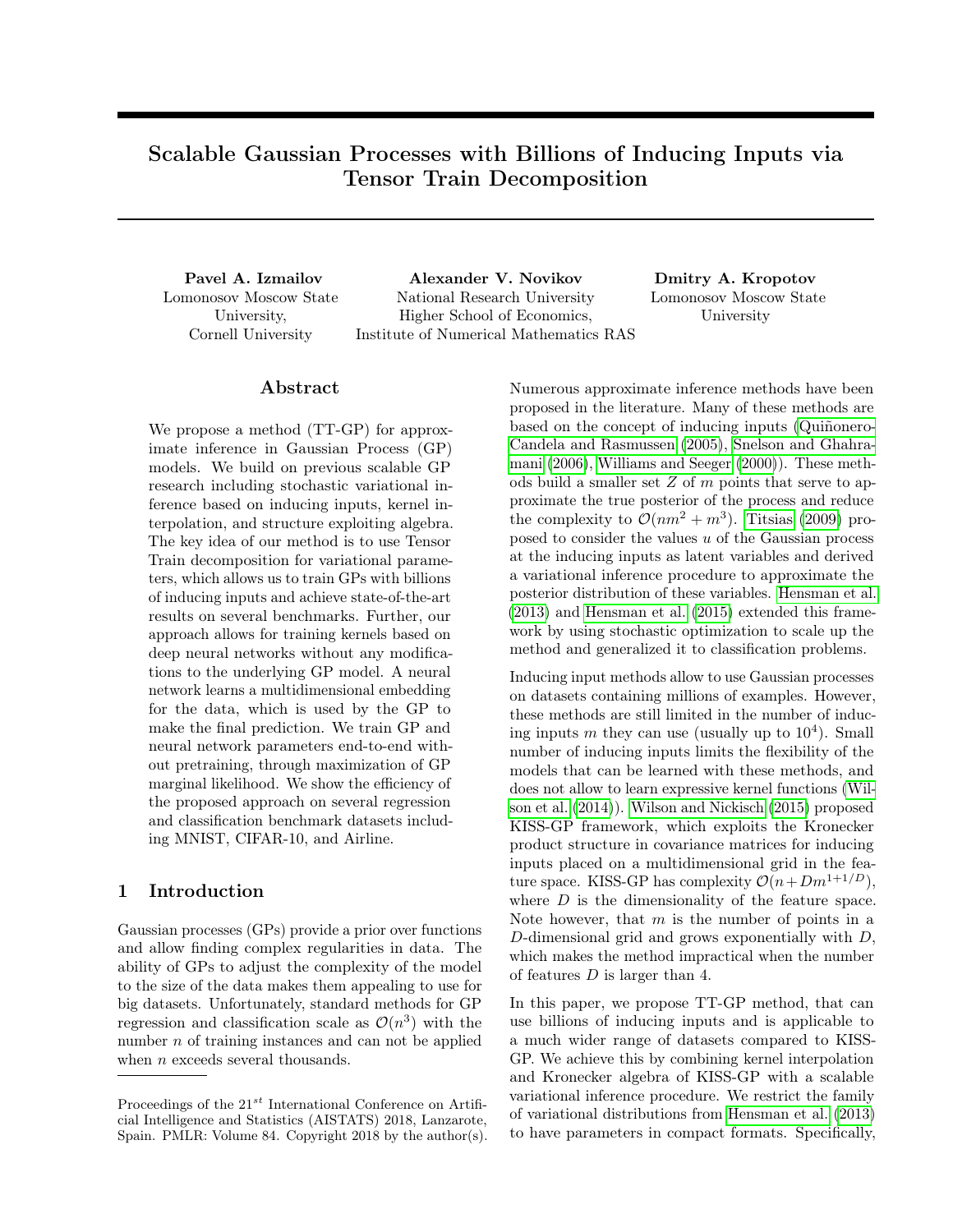# Scalable Gaussian Processes with Billions of Inducing Inputs via Tensor Train Decomposition

**Pavel A. Izmailov**
Lomonosov Moscow State University,
Cornell University

**Alexander V. Novikov**
National Research University
Higher School of Economics,
Institute of Numerical Mathematics RAS

**Dmitry A. Kropotov**
Lomonosov Moscow State University

## Abstract

We propose a method (TT-GP) for approximate inference in Gaussian Process (GP) models. We build on previous scalable GP research including stochastic variational inference based on inducing inputs, kernel interpolation, and structure exploiting algebra. The key idea of our method is to use Tensor Train decomposition for variational parameters, which allows us to train GPs with billions of inducing inputs and achieve state-of-the-art results on several benchmarks. Further, our approach allows for training kernels based on deep neural networks without any modifications to the underlying GP model. A neural network learns a multidimensional embedding for the data, which is used by the GP to make the final prediction. We train GP and neural network parameters end-to-end without pretraining, through maximization of GP marginal likelihood. We show the efficiency of the proposed approach on several regression and classification benchmark datasets including MNIST, CIFAR-10, and Airline.

## 1 Introduction

Gaussian processes (GPs) provide a prior over functions and allow finding complex regularities in data. The ability of GPs to adjust the complexity of the model to the size of the data makes them appealing to use for big datasets. Unfortunately, standard methods for GP regression and classification scale as $\mathcal{O}(n^3)$ with the number $n$ of training instances and can not be applied when $n$ exceeds several thousands.

Numerous approximate inference methods have been proposed in the literature. Many of these methods are based on the concept of inducing inputs (Quiñonero-Candela and Rasmussen (2005), Snelson and Ghahramani (2006), Williams and Seeger (2000)). These methods build a smaller set $Z$ of $m$ points that serve to approximate the true posterior of the process and reduce the complexity to $\mathcal{O}(nm^2 + m^3)$. Titsias (2009) proposed to consider the values $u$ of the Gaussian process at the inducing inputs as latent variables and derived a variational inference procedure to approximate the posterior distribution of these variables. Hensman et al. (2013) and Hensman et al. (2015) extended this framework by using stochastic optimization to scale up the method and generalized it to classification problems.

Inducing input methods allow to use Gaussian processes on datasets containing millions of examples. However, these methods are still limited in the number of inducing inputs $m$ they can use (usually up to $10^4$). Small number of inducing inputs limits the flexibility of the models that can be learned with these methods, and does not allow to learn expressive kernel functions (Wilson et al. (2014)). Wilson and Nickisch (2015) proposed KISS-GP framework, which exploits the Kronecker product structure in covariance matrices for inducing inputs placed on a multidimensional grid in the feature space. KISS-GP has complexity $\mathcal{O}(n + Dm^{1+1/D})$, where $D$ is the dimensionality of the feature space. Note however, that $m$ is the number of points in a $D$-dimensional grid and grows exponentially with $D$, which makes the method impractical when the number of features $D$ is larger than 4.

In this paper, we propose TT-GP method, that can use billions of inducing inputs and is applicable to a much wider range of datasets compared to KISS-GP. We achieve this by combining kernel interpolation and Kronecker algebra of KISS-GP with a scalable variational inference procedure. We restrict the family of variational distributions from Hensman et al. (2013) to have parameters in compact formats. Specifically,

Proceedings of the 21[st] International Conference on Artificial Intelligence and Statistics (AISTATS) 2018, Lanzarote, Spain. PMLR: Volume 84. Copyright 2018 by the author(s).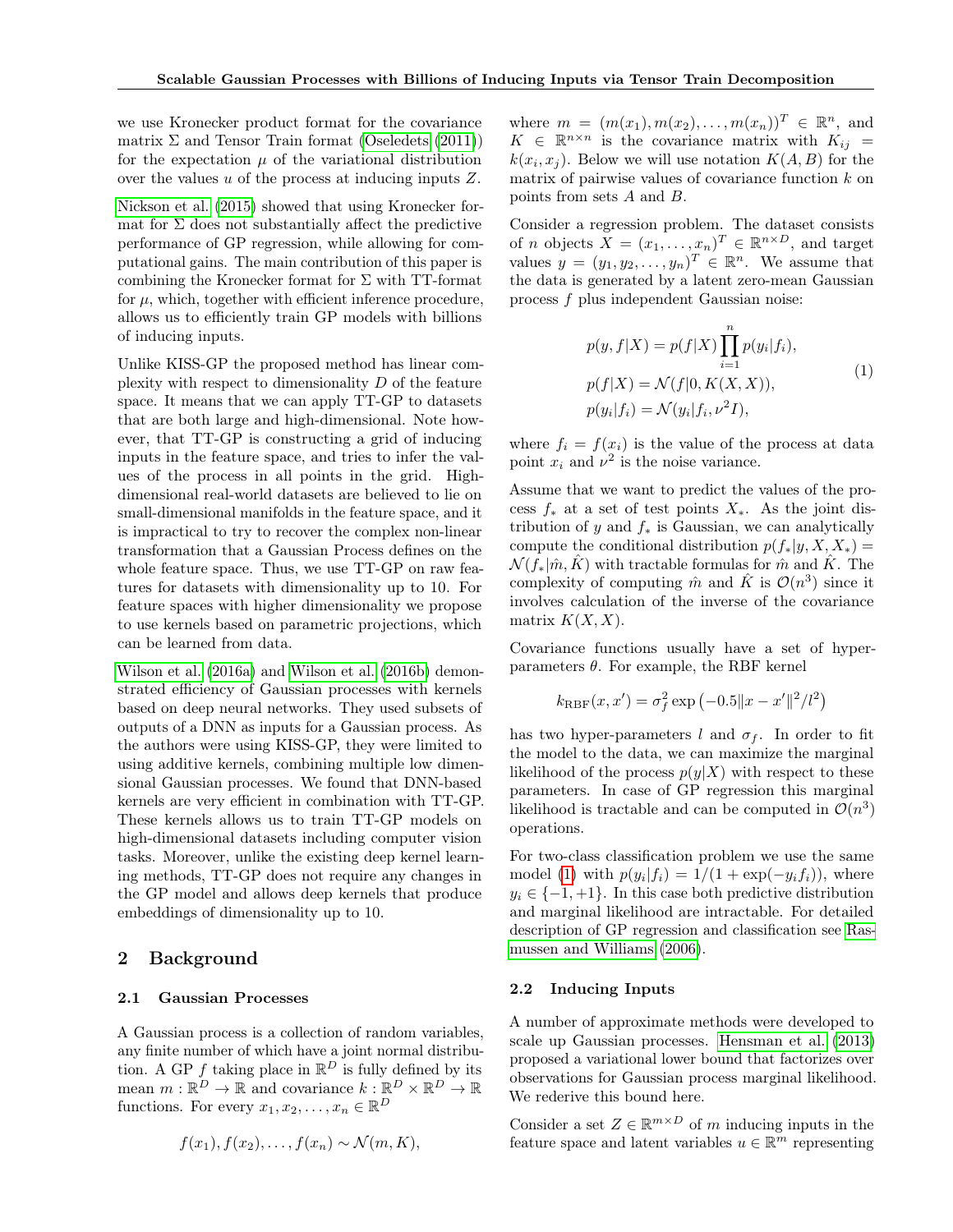we use Kronecker product format for the covariance matrix $\Sigma$ and Tensor Train format (Oseledets (2011)) for the expectation $\mu$ of the variational distribution over the values $u$ of the process at inducing inputs $Z$.

Nickson et al. (2015) showed that using Kronecker format for $\Sigma$ does not substantially affect the predictive performance of GP regression, while allowing for computational gains. The main contribution of this paper is combining the Kronecker format for $\Sigma$ with TT-format for $\mu$, which, together with efficient inference procedure, allows us to efficiently train GP models with billions of inducing inputs.

Unlike KISS-GP the proposed method has linear complexity with respect to dimensionality $D$ of the feature space. It means that we can apply TT-GP to datasets that are both large and high-dimensional. Note however, that TT-GP is constructing a grid of inducing inputs in the feature space, and tries to infer the values of the process in all points in the grid. High-dimensional real-world datasets are believed to lie on small-dimensional manifolds in the feature space, and it is impractical to try to recover the complex non-linear transformation that a Gaussian Process defines on the whole feature space. Thus, we use TT-GP on raw features for datasets with dimensionality up to 10. For feature spaces with higher dimensionality we propose to use kernels based on parametric projections, which can be learned from data.

Wilson et al. (2016a) and Wilson et al. (2016b) demonstrated efficiency of Gaussian processes with kernels based on deep neural networks. They used subsets of outputs of a DNN as inputs for a Gaussian process. As the authors were using KISS-GP, they were limited to using additive kernels, combining multiple low dimensional Gaussian processes. We found that DNN-based kernels are very efficient in combination with TT-GP. These kernels allows us to train TT-GP models on high-dimensional datasets including computer vision tasks. Moreover, unlike the existing deep kernel learning methods, TT-GP does not require any changes in the GP model and allows deep kernels that produce embeddings of dimensionality up to 10.

## 2 Background

### 2.1 Gaussian Processes

A Gaussian process is a collection of random variables, any finite number of which have a joint normal distribution. A GP $f$ taking place in $\mathbb{R}^D$ is fully defined by its mean $m : \mathbb{R}^D \to \mathbb{R}$ and covariance $k : \mathbb{R}^D \times \mathbb{R}^D \to \mathbb{R}$ functions. For every $x_1, x_2, \ldots, x_n \in \mathbb{R}^D$

$$f(x_1), f(x_2), \ldots, f(x_n) \sim \mathcal{N}(m, K),$$

where $m = (m(x_1), m(x_2), \ldots, m(x_n))^T \in \mathbb{R}^n$, and $K \in \mathbb{R}^{n \times n}$ is the covariance matrix with $K_{ij} = k(x_i, x_j)$. Below we will use notation $K(A, B)$ for the matrix of pairwise values of covariance function $k$ on points from sets $A$ and $B$.

Consider a regression problem. The dataset consists of $n$ objects $X = (x_1, \ldots, x_n)^T \in \mathbb{R}^{n \times D}$, and target values $y = (y_1, y_2, \ldots, y_n)^T \in \mathbb{R}^n$. We assume that the data is generated by a latent zero-mean Gaussian process $f$ plus independent Gaussian noise:

$$
\begin{aligned}
p(y, f|X) &= p(f|X) \prod_{i=1}^{n} p(y_i|f_i), \\
p(f|X) &= \mathcal{N}(f|0, K(X, X)), \\
p(y_i|f_i) &= \mathcal{N}(y_i|f_i, \nu^2 I),
\end{aligned}
\tag{1}
$$

where $f_i = f(x_i)$ is the value of the process at data point $x_i$ and $\nu^2$ is the noise variance.

Assume that we want to predict the values of the process $f_*$ at a set of test points $X_*$. As the joint distribution of $y$ and $f_*$ is Gaussian, we can analytically compute the conditional distribution $p(f_*|y, X, X_*) = \mathcal{N}(f_*|\hat{m}, \hat{K})$ with tractable formulas for $\hat{m}$ and $\hat{K}$. The complexity of computing $\hat{m}$ and $\hat{K}$ is $\mathcal{O}(n^3)$ since it involves calculation of the inverse of the covariance matrix $K(X, X)$.

Covariance functions usually have a set of hyper-parameters $\theta$. For example, the RBF kernel

$$k_{\text{RBF}}(x, x') = \sigma_f^2 \exp\left(-0.5\|x - x'\|^2 / l^2\right)$$

has two hyper-parameters $l$ and $\sigma_f$. In order to fit the model to the data, we can maximize the marginal likelihood of the process $p(y|X)$ with respect to these parameters. In case of GP regression this marginal likelihood is tractable and can be computed in $\mathcal{O}(n^3)$ operations.

For two-class classification problem we use the same model (1) with $p(y_i|f_i) = 1/(1 + \exp(-y_i f_i))$, where $y_i \in \{-1, +1\}$. In this case both predictive distribution and marginal likelihood are intractable. For detailed description of GP regression and classification see Rasmussen and Williams (2006).

### 2.2 Inducing Inputs

A number of approximate methods were developed to scale up Gaussian processes. Hensman et al. (2013) proposed a variational lower bound that factorizes over observations for Gaussian process marginal likelihood. We rederive this bound here.

Consider a set $Z \in \mathbb{R}^{m \times D}$ of $m$ inducing inputs in the feature space and latent variables $u \in \mathbb{R}^m$ representing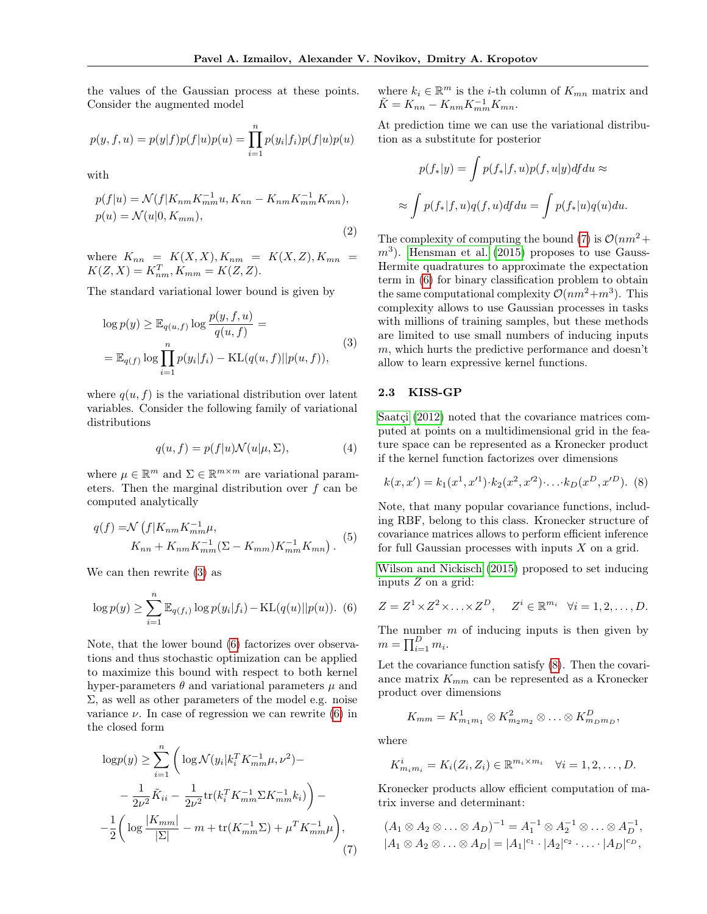the values of the Gaussian process at these points. Consider the augmented model

$$p(y, f, u) = p(y|f)p(f|u)p(u) = \prod_{i=1}^{n} p(y_i|f_i)p(f|u)p(u)$$

with

$$p(f|u) = \mathcal{N}(f|K_{nm}K_{mm}^{-1}u, K_{nn} - K_{nm}K_{mm}^{-1}K_{mn}),$$
$$p(u) = \mathcal{N}(u|0, K_{mm}), \tag{2}$$

where $K_{nn} = K(X, X), K_{nm} = K(X, Z), K_{mn} = K(Z, X) = K_{nm}^T, K_{mm} = K(Z, Z)$.

The standard variational lower bound is given by

$$\log p(y) \geq \mathbb{E}_{q(u,f)} \log \frac{p(y, f, u)}{q(u, f)} =$$
$$= \mathbb{E}_{q(f)} \log \prod_{i=1}^{n} p(y_i|f_i) - \mathrm{KL}(q(u, f)||p(u, f)), \tag{3}$$

where $q(u, f)$ is the variational distribution over latent variables. Consider the following family of variational distributions

$$q(u, f) = p(f|u)\mathcal{N}(u|\mu, \Sigma), \tag{4}$$

where $\mu \in \mathbb{R}^m$ and $\Sigma \in \mathbb{R}^{m \times m}$ are variational parameters. Then the marginal distribution over $f$ can be computed analytically

$$q(f) = \mathcal{N}\big(f|K_{nm}K_{mm}^{-1}\mu,$$
$$K_{nn} + K_{nm}K_{mm}^{-1}(\Sigma - K_{mm})K_{mm}^{-1}K_{mn}\big). \tag{5}$$

We can then rewrite (3) as

$$\log p(y) \geq \sum_{i=1}^{n} \mathbb{E}_{q(f_i)} \log p(y_i|f_i) - \mathrm{KL}(q(u)||p(u)). \tag{6}$$

Note, that the lower bound (6) factorizes over observations and thus stochastic optimization can be applied to maximize this bound with respect to both kernel hyper-parameters $\theta$ and variational parameters $\mu$ and $\Sigma$, as well as other parameters of the model e.g. noise variance $\nu$. In case of regression we can rewrite (6) in the closed form

$$\log p(y) \geq \sum_{i=1}^{n} \Bigg( \log \mathcal{N}(y_i|k_i^T K_{mm}^{-1}\mu, \nu^2) -$$
$$- \frac{1}{2\nu^2}\tilde{K}_{ii} - \frac{1}{2\nu^2}\mathrm{tr}(k_i^T K_{mm}^{-1}\Sigma K_{mm}^{-1}k_i)\Bigg) -$$
$$-\frac{1}{2}\Bigg( \log \frac{|K_{mm}|}{|\Sigma|} - m + \mathrm{tr}(K_{mm}^{-1}\Sigma) + \mu^T K_{mm}^{-1}\mu\Bigg), \tag{7}$$

where $k_i \in \mathbb{R}^m$ is the $i$-th column of $K_{mn}$ matrix and $\tilde{K} = K_{nn} - K_{nm}K_{mm}^{-1}K_{mn}$.

At prediction time we can use the variational distribution as a substitute for posterior

$$p(f_*|y) = \int p(f_*|f, u)p(f, u|y)df du \approx$$
$$\approx \int p(f_*|f, u)q(f, u)df du = \int p(f_*|u)q(u)du.$$

The complexity of computing the bound (7) is $\mathcal{O}(nm^2 + m^3)$. Hensman et al. (2015) proposes to use Gauss-Hermite quadratures to approximate the expectation term in (6) for binary classification problem to obtain the same computational complexity $\mathcal{O}(nm^2+m^3)$. This complexity allows to use Gaussian processes in tasks with millions of training samples, but these methods are limited to use small numbers of inducing inputs $m$, which hurts the predictive performance and doesn't allow to learn expressive kernel functions.

### 2.3 KISS-GP

Saatçi (2012) noted that the covariance matrices computed at points on a multidimensional grid in the feature space can be represented as a Kronecker product if the kernel function factorizes over dimensions

$$k(x, x') = k_1(x^1, x'^1) \cdot k_2(x^2, x'^2) \cdot \ldots \cdot k_D(x^D, x'^D). \tag{8}$$

Note, that many popular covariance functions, including RBF, belong to this class. Kronecker structure of covariance matrices allows to perform efficient inference for full Gaussian processes with inputs $X$ on a grid.

Wilson and Nickisch (2015) proposed to set inducing inputs $Z$ on a grid:

$$Z = Z^1 \times Z^2 \times \ldots \times Z^D, \quad Z^i \in \mathbb{R}^{m_i} \quad \forall i = 1, 2, \ldots, D.$$

The number $m$ of inducing inputs is then given by $m = \prod_{i=1}^{D} m_i$.

Let the covariance function satisfy (8). Then the covariance matrix $K_{mm}$ can be represented as a Kronecker product over dimensions

$$K_{mm} = K^1_{m_1 m_1} \otimes K^2_{m_2 m_2} \otimes \ldots \otimes K^D_{m_D m_D},$$

where

$$K^i_{m_i m_i} = K_i(Z_i, Z_i) \in \mathbb{R}^{m_i \times m_i} \quad \forall i = 1, 2, \ldots, D.$$

Kronecker products allow efficient computation of matrix inverse and determinant:

$$(A_1 \otimes A_2 \otimes \ldots \otimes A_D)^{-1} = A_1^{-1} \otimes A_2^{-1} \otimes \ldots \otimes A_D^{-1},$$
$$|A_1 \otimes A_2 \otimes \ldots \otimes A_D| = |A_1|^{c_1} \cdot |A_2|^{c_2} \cdot \ldots \cdot |A_D|^{c_D},$$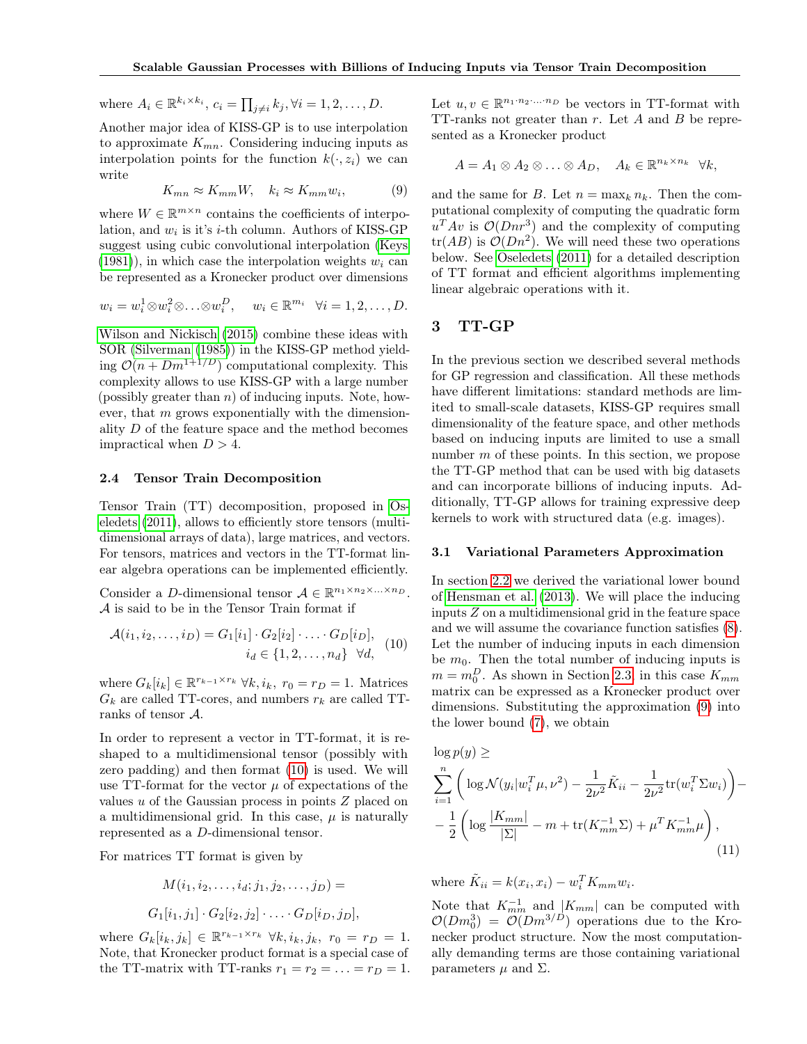where $A_i \in \mathbb{R}^{k_i \times k_i}$, $c_i = \prod_{j \neq i} k_j, \forall i = 1, 2, \ldots, D$.

Another major idea of KISS-GP is to use interpolation to approximate $K_{mn}$. Considering inducing inputs as interpolation points for the function $k(\cdot, z_i)$ we can write

$$K_{mn} \approx K_{mm} W, \quad k_i \approx K_{mm} w_i, \tag{9}$$

where $W \in \mathbb{R}^{m \times n}$ contains the coefficients of interpolation, and $w_i$ is it's $i$-th column. Authors of KISS-GP suggest using cubic convolutional interpolation (Keys (1981)), in which case the interpolation weights $w_i$ can be represented as a Kronecker product over dimensions

$$w_i = w_i^1 \otimes w_i^2 \otimes \ldots \otimes w_i^D, \quad w_i \in \mathbb{R}^{m_i} \quad \forall i = 1, 2, \ldots, D.$$

Wilson and Nickisch (2015) combine these ideas with SOR (Silverman (1985)) in the KISS-GP method yielding $\mathcal{O}(n + Dm^{1+1/D})$ computational complexity. This complexity allows to use KISS-GP with a large number (possibly greater than $n$) of inducing inputs. Note, however, that $m$ grows exponentially with the dimensionality $D$ of the feature space and the method becomes impractical when $D > 4$.

### 2.4 Tensor Train Decomposition

Tensor Train (TT) decomposition, proposed in Oseledets (2011), allows to efficiently store tensors (multidimensional arrays of data), large matrices, and vectors. For tensors, matrices and vectors in the TT-format linear algebra operations can be implemented efficiently.

Consider a $D$-dimensional tensor $\mathcal{A} \in \mathbb{R}^{n_1 \times n_2 \times \ldots \times n_D}$. $\mathcal{A}$ is said to be in the Tensor Train format if

$$\mathcal{A}(i_1, i_2, \ldots, i_D) = G_1[i_1] \cdot G_2[i_2] \cdot \ldots \cdot G_D[i_D], \quad i_d \in \{1, 2, \ldots, n_d\} \ \forall d, \tag{10}$$

where $G_k[i_k] \in \mathbb{R}^{r_{k-1} \times r_k}$ $\forall k, i_k$, $r_0 = r_D = 1$. Matrices $G_k$ are called TT-cores, and numbers $r_k$ are called TT-ranks of tensor $\mathcal{A}$.

In order to represent a vector in TT-format, it is reshaped to a multidimensional tensor (possibly with zero padding) and then format (10) is used. We will use TT-format for the vector $\mu$ of expectations of the values $u$ of the Gaussian process in points $Z$ placed on a multidimensional grid. In this case, $\mu$ is naturally represented as a $D$-dimensional tensor.

For matrices TT format is given by

$$M(i_1, i_2, \ldots, i_d; j_1, j_2, \ldots, j_D) =$$

$$G_1[i_1, j_1] \cdot G_2[i_2, j_2] \cdot \ldots \cdot G_D[i_D, j_D],$$

where $G_k[i_k, j_k] \in \mathbb{R}^{r_{k-1} \times r_k}$ $\forall k, i_k, j_k$, $r_0 = r_D = 1$. Note, that Kronecker product format is a special case of the TT-matrix with TT-ranks $r_1 = r_2 = \ldots = r_D = 1$.

Let $u, v \in \mathbb{R}^{n_1 \cdot n_2 \cdot \ldots \cdot n_D}$ be vectors in TT-format with TT-ranks not greater than $r$. Let $A$ and $B$ be represented as a Kronecker product

$$A = A_1 \otimes A_2 \otimes \ldots \otimes A_D, \quad A_k \in \mathbb{R}^{n_k \times n_k} \quad \forall k,$$

and the same for $B$. Let $n = \max_k n_k$. Then the computational complexity of computing the quadratic form $u^T A v$ is $\mathcal{O}(Dnr^3)$ and the complexity of computing $\mathrm{tr}(AB)$ is $\mathcal{O}(Dn^2)$. We will need these two operations below. See Oseledets (2011) for a detailed description of TT format and efficient algorithms implementing linear algebraic operations with it.

## 3 TT-GP

In the previous section we described several methods for GP regression and classification. All these methods have different limitations: standard methods are limited to small-scale datasets, KISS-GP requires small dimensionality of the feature space, and other methods based on inducing inputs are limited to use a small number $m$ of these points. In this section, we propose the TT-GP method that can be used with big datasets and can incorporate billions of inducing inputs. Additionally, TT-GP allows for training expressive deep kernels to work with structured data (e.g. images).

### 3.1 Variational Parameters Approximation

In section 2.2 we derived the variational lower bound of Hensman et al. (2013). We will place the inducing inputs $Z$ on a multidimensional grid in the feature space and we will assume the covariance function satisfies (8). Let the number of inducing inputs in each dimension be $m_0$. Then the total number of inducing inputs is $m = m_0^D$. As shown in Section 2.3, in this case $K_{mm}$ matrix can be expressed as a Kronecker product over dimensions. Substituting the approximation (9) into the lower bound (7), we obtain

$$\log p(y) \geq \sum_{i=1}^{n} \left( \log \mathcal{N}(y_i | w_i^T \mu, \nu^2) - \frac{1}{2\nu^2} \tilde{K}_{ii} - \frac{1}{2\nu^2} \mathrm{tr}(w_i^T \Sigma w_i) \right) - \frac{1}{2} \left( \log \frac{|K_{mm}|}{|\Sigma|} - m + \mathrm{tr}(K_{mm}^{-1} \Sigma) + \mu^T K_{mm}^{-1} \mu \right), \tag{11}$$

where $\tilde{K}_{ii} = k(x_i, x_i) - w_i^T K_{mm} w_i$.

Note that $K_{mm}^{-1}$ and $|K_{mm}|$ can be computed with $\mathcal{O}(Dm_0^3) = \mathcal{O}(Dm^{3/D})$ operations due to the Kronecker product structure. Now the most computationally demanding terms are those containing variational parameters $\mu$ and $\Sigma$.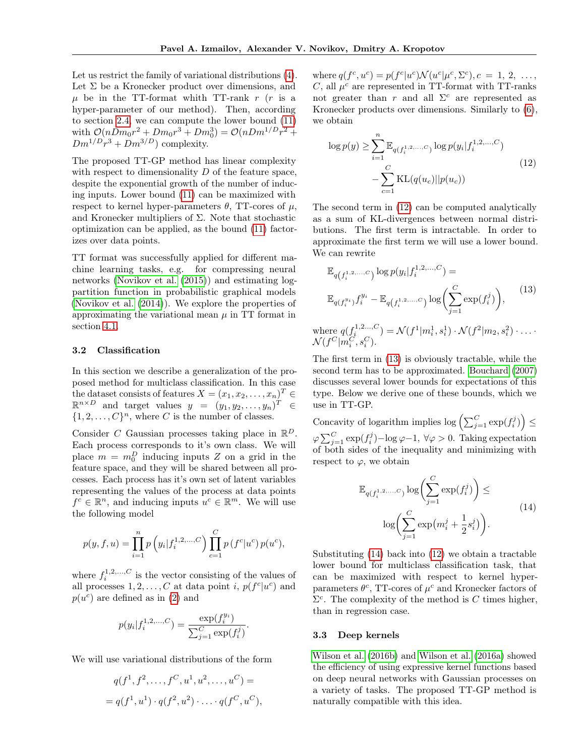Let us restrict the family of variational distributions (4). Let $\Sigma$ be a Kronecker product over dimensions, and $\mu$ be in the TT-format whith TT-rank $r$ ($r$ is a hyper-parameter of our method). Then, according to section 2.4, we can compute the lower bound (11) with $\mathcal{O}(nDm_0r^2 + Dm_0r^3 + Dm_0^3) = \mathcal{O}(nDm^{1/D}r^2 + Dm^{1/D}r^3 + Dm^{3/D})$ complexity.

The proposed TT-GP method has linear complexity with respect to dimensionality $D$ of the feature space, despite the exponential growth of the number of inducing inputs. Lower bound (11) can be maximized with respect to kernel hyper-parameters $\theta$, TT-cores of $\mu$, and Kronecker multipliers of $\Sigma$. Note that stochastic optimization can be applied, as the bound (11) factorizes over data points.

TT format was successfully applied for different machine learning tasks, e.g. for compressing neural networks (Novikov et al. (2015)) and estimating log-partition function in probabilistic graphical models (Novikov et al. (2014)). We explore the properties of approximating the variational mean $\mu$ in TT format in section 4.1.

### 3.2 Classification

In this section we describe a generalization of the proposed method for multiclass classification. In this case the dataset consists of features $X = (x_1, x_2, \ldots, x_n)^T \in \mathbb{R}^{n\times D}$ and target values $y = (y_1, y_2, \ldots, y_n)^T \in \{1, 2, \ldots, C\}^n$, where $C$ is the number of classes.

Consider $C$ Gaussian processes taking place in $\mathbb{R}^D$. Each process corresponds to it's own class. We will place $m = m_0^D$ inducing inputs $Z$ on a grid in the feature space, and they will be shared between all processes. Each process has it's own set of latent variables representing the values of the process at data points $f^c \in \mathbb{R}^n$, and inducing inputs $u^c \in \mathbb{R}^m$. We will use the following model

$$p(y, f, u) = \prod_{i=1}^{n} p\left(y_i | f_i^{1,2,\ldots,C}\right) \prod_{c=1}^{C} p\left(f^c | u^c\right) p(u^c),$$

where $f_i^{1,2,\ldots,C}$ is the vector consisting of the values of all processes $1, 2, \ldots, C$ at data point $i$, $p(f^c|u^c)$ and $p(u^c)$ are defined as in (2) and

$$p(y_i|f_i^{1,2,\ldots,C}) = \frac{\exp(f_i^{y_i})}{\sum_{j=1}^{C} \exp(f_i^j)}.$$

We will use variational distributions of the form

$$q(f^1, f^2, \ldots, f^C, u^1, u^2, \ldots, u^C) =$$
$$= q(f^1, u^1) \cdot q(f^2, u^2) \cdot \ldots \cdot q(f^C, u^C),$$

where $q(f^c, u^c) = p(f^c|u^c)\mathcal{N}(u^c|\mu^c, \Sigma^c), c = 1, 2, \ldots, C$, all $\mu^c$ are represented in TT-format with TT-ranks not greater than $r$ and all $\Sigma^c$ are represented as Kronecker products over dimensions. Similarly to (6), we obtain

$$\log p(y) \geq \sum_{i=1}^{n} \mathbb{E}_{q(f_i^{1,2,\ldots,C})} \log p(y_i|f_i^{1,2,\ldots,C}) - \sum_{c=1}^{C} \mathrm{KL}(q(u_c)||p(u_c)) \tag{12}$$

The second term in (12) can be computed analytically as a sum of KL-divergences between normal distributions. The first term is intractable. In order to approximate the first term we will use a lower bound. We can rewrite

$$\mathbb{E}_{q(f_i^{1,2,\ldots,C})} \log p(y_i|f_i^{1,2,\ldots,C}) = \mathbb{E}_{q(f_i^{y_i})} f_i^{y_i} - \mathbb{E}_{q(f_i^{1,2,\ldots,C})} \log\left(\sum_{j=1}^{C} \exp(f_i^j)\right), \tag{13}$$

where $q(f_i^{1,2\ldots,C}) = \mathcal{N}(f^1|m_i^1, s_i^1) \cdot \mathcal{N}(f^2|m_2, s_i^2) \cdot \ldots \cdot \mathcal{N}(f^C|m_i^C, s_i^C)$.

The first term in (13) is obviously tractable, while the second term has to be approximated. Bouchard (2007) discusses several lower bounds for expectations of this type. Below we derive one of these bounds, which we use in TT-GP.

Concavity of logarithm implies $\log\left(\sum_{j=1}^{C} \exp(f_i^j)\right) \leq \varphi \sum_{j=1}^{C} \exp(f_i^j) - \log \varphi - 1$, $\forall \varphi > 0$. Taking expectation of both sides of the inequality and minimizing with respect to $\varphi$, we obtain

$$\mathbb{E}_{q(f_i^{1,2,\ldots,C})} \log\left(\sum_{j=1}^{C} \exp(f_i^j)\right) \leq \log\left(\sum_{j=1}^{C} \exp\left(m_i^j + \frac{1}{2}s_i^j\right)\right). \tag{14}$$

Substituting (14) back into (12) we obtain a tractable lower bound for multiclass classification task, that can be maximized with respect to kernel hyper-parameters $\theta^c$, TT-cores of $\mu^c$ and Kronecker factors of $\Sigma^c$. The complexity of the method is $C$ times higher, than in regression case.

### 3.3 Deep kernels

Wilson et al. (2016b) and Wilson et al. (2016a) showed the efficiency of using expressive kernel functions based on deep neural networks with Gaussian processes on a variety of tasks. The proposed TT-GP method is naturally compatible with this idea.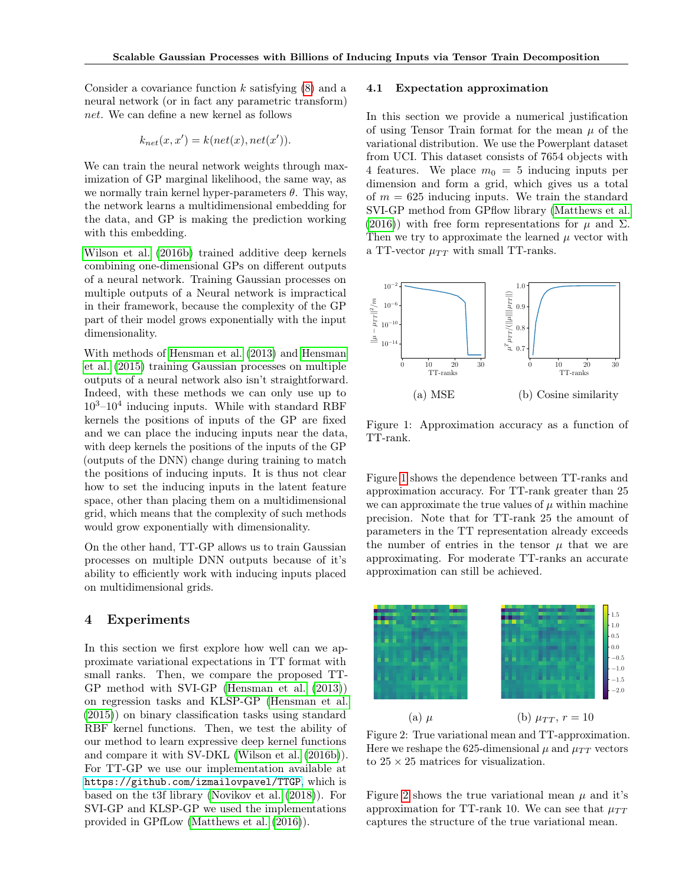Consider a covariance function $k$ satisfying (8) and a neural network (or in fact any parametric transform) *net*. We can define a new kernel as follows

$$k_{net}(x, x') = k(net(x), net(x')).$$

We can train the neural network weights through maximization of GP marginal likelihood, the same way, as we normally train kernel hyper-parameters $\theta$. This way, the network learns a multidimensional embedding for the data, and GP is making the prediction working with this embedding.

Wilson et al. (2016b) trained additive deep kernels combining one-dimensional GPs on different outputs of a neural network. Training Gaussian processes on multiple outputs of a Neural network is impractical in their framework, because the complexity of the GP part of their model grows exponentially with the input dimensionality.

With methods of Hensman et al. (2013) and Hensman et al. (2015) training Gaussian processes on multiple outputs of a neural network also isn't straightforward. Indeed, with these methods we can only use up to $10^3$–$10^4$ inducing inputs. While with standard RBF kernels the positions of inputs of the GP are fixed and we can place the inducing inputs near the data, with deep kernels the positions of the inputs of the GP (outputs of the DNN) change during training to match the positions of inducing inputs. It is thus not clear how to set the inducing inputs in the latent feature space, other than placing them on a multidimensional grid, which means that the complexity of such methods would grow exponentially with dimensionality.

On the other hand, TT-GP allows us to train Gaussian processes on multiple DNN outputs because of it's ability to efficiently work with inducing inputs placed on multidimensional grids.

# 4 Experiments

In this section we first explore how well can we approximate variational expectations in TT format with small ranks. Then, we compare the proposed TT-GP method with SVI-GP (Hensman et al. (2013)) on regression tasks and KLSP-GP (Hensman et al. (2015)) on binary classification tasks using standard RBF kernel functions. Then, we test the ability of our method to learn expressive deep kernel functions and compare it with SV-DKL (Wilson et al. (2016b)). For TT-GP we use our implementation available at `https://github.com/izmailovpavel/TTGP`, which is based on the t3f library (Novikov et al. (2018)). For SVI-GP and KLSP-GP we used the implementations provided in GPfLow (Matthews et al. (2016)).

## 4.1 Expectation approximation

In this section we provide a numerical justification of using Tensor Train format for the mean $\mu$ of the variational distribution. We use the Powerplant dataset from UCI. This dataset consists of 7654 objects with 4 features. We place $m_0 = 5$ inducing inputs per dimension and form a grid, which gives us a total of $m = 625$ inducing inputs. We train the standard SVI-GP method from GPflow library (Matthews et al. (2016)) with free form representations for $\mu$ and $\Sigma$. Then we try to approximate the learned $\mu$ vector with a TT-vector $\mu_{TT}$ with small TT-ranks.

(a) MSE (b) Cosine similarity

Figure 1: Approximation accuracy as a function of TT-rank.

Figure 1 shows the dependence between TT-ranks and approximation accuracy. For TT-rank greater than 25 we can approximate the true values of $\mu$ within machine precision. Note that for TT-rank 25 the amount of parameters in the TT representation already exceeds the number of entries in the tensor $\mu$ that we are approximating. For moderate TT-ranks an accurate approximation can still be achieved.

(a) $\mu$ (b) $\mu_{TT}$, $r = 10$

Figure 2: True variational mean and TT-approximation. Here we reshape the 625-dimensional $\mu$ and $\mu_{TT}$ vectors to $25 \times 25$ matrices for visualization.

Figure 2 shows the true variational mean $\mu$ and it's approximation for TT-rank 10. We can see that $\mu_{TT}$ captures the structure of the true variational mean.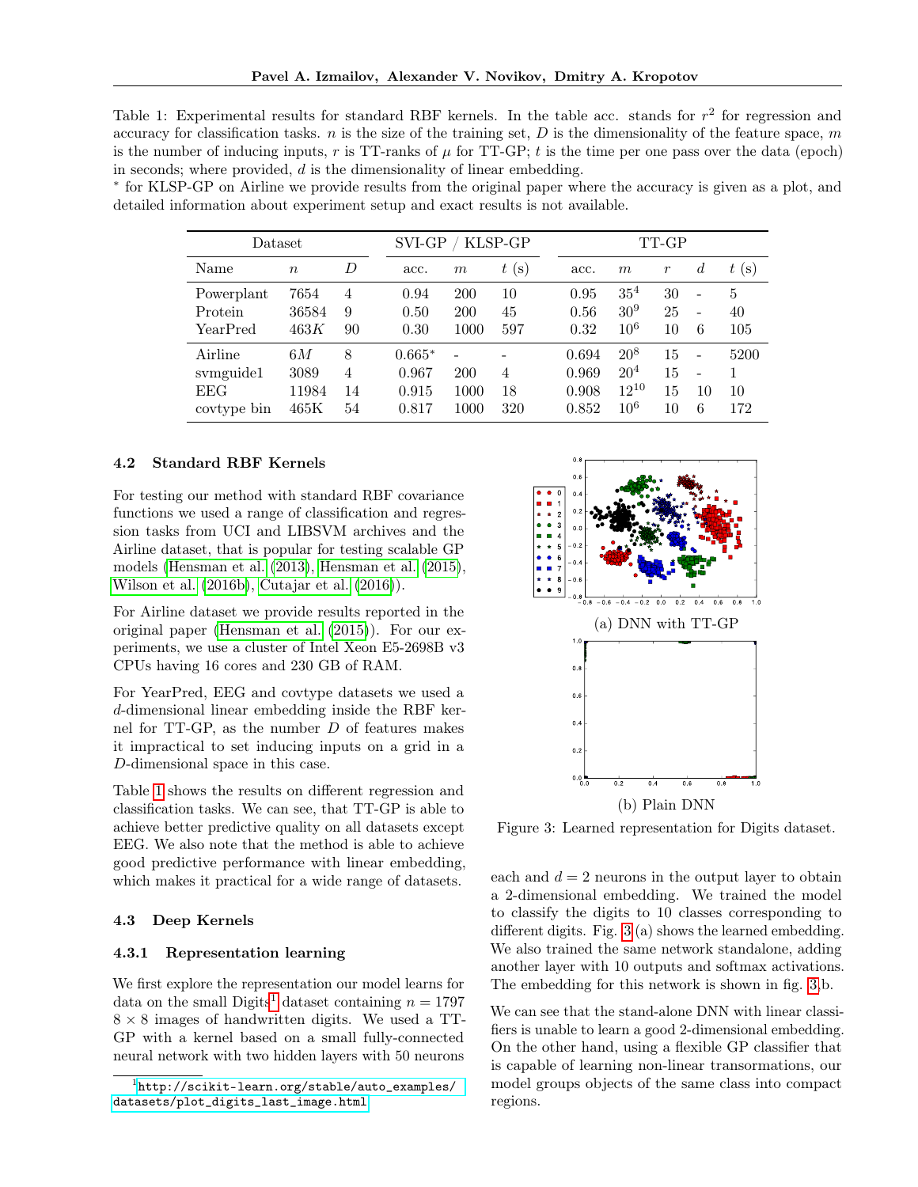Table 1: Experimental results for standard RBF kernels. In the table acc. stands for $r^2$ for regression and accuracy for classification tasks. $n$ is the size of the training set, $D$ is the dimensionality of the feature space, $m$ is the number of inducing inputs, $r$ is TT-ranks of $\mu$ for TT-GP; $t$ is the time per one pass over the data (epoch) in seconds; where provided, $d$ is the dimensionality of linear embedding.
$^*$ for KLSP-GP on Airline we provide results from the original paper where the accuracy is given as a plot, and detailed information about experiment setup and exact results is not available.

| Dataset | | | SVI-GP / KLSP-GP | | | TT-GP | | | | |
|---|---|---|---|---|---|---|---|---|---|---|
| Name | $n$ | $D$ | acc. | $m$ | $t$ (s) | acc. | $m$ | $r$ | $d$ | $t$ (s) |
| Powerplant | 7654 | 4 | 0.94 | 200 | 10 | 0.95 | $35^4$ | 30 | - | 5 |
| Protein | 36584 | 9 | 0.50 | 200 | 45 | 0.56 | $30^9$ | 25 | - | 40 |
| YearPred | $463K$ | 90 | 0.30 | 1000 | 597 | 0.32 | $10^6$ | 10 | 6 | 105 |
| Airline | $6M$ | 8 | $0.665^*$ | - | - | 0.694 | $20^8$ | 15 | - | 5200 |
| svmguide1 | 3089 | 4 | 0.967 | 200 | 4 | 0.969 | $20^4$ | 15 | - | 1 |
| EEG | 11984 | 14 | 0.915 | 1000 | 18 | 0.908 | $12^{10}$ | 15 | 10 | 10 |
| covtype bin | 465K | 54 | 0.817 | 1000 | 320 | 0.852 | $10^6$ | 10 | 6 | 172 |

### 4.2 Standard RBF Kernels

For testing our method with standard RBF covariance functions we used a range of classification and regression tasks from UCI and LIBSVM archives and the Airline dataset, that is popular for testing scalable GP models (Hensman et al. (2013), Hensman et al. (2015), Wilson et al. (2016b), Cutajar et al. (2016)).

For Airline dataset we provide results reported in the original paper (Hensman et al. (2015)). For our experiments, we use a cluster of Intel Xeon E5-2698B v3 CPUs having 16 cores and 230 GB of RAM.

For YearPred, EEG and covtype datasets we used a $d$-dimensional linear embedding inside the RBF kernel for TT-GP, as the number $D$ of features makes it impractical to set inducing inputs on a grid in a $D$-dimensional space in this case.

Table 1 shows the results on different regression and classification tasks. We can see, that TT-GP is able to achieve better predictive quality on all datasets except EEG. We also note that the method is able to achieve good predictive performance with linear embedding, which makes it practical for a wide range of datasets.

### 4.3 Deep Kernels

#### 4.3.1 Representation learning

We first explore the representation our model learns for data on the small Digits[1] dataset containing $n = 1797$ $8 \times 8$ images of handwritten digits. We used a TT-GP with a kernel based on a small fully-connected neural network with two hidden layers with 50 neurons each and $d = 2$ neurons in the output layer to obtain a 2-dimensional embedding. We trained the model to classify the digits to 10 classes corresponding to different digits. Fig. 3 (a) shows the learned embedding. We also trained the same network standalone, adding another layer with 10 outputs and softmax activations. The embedding for this network is shown in fig. 3,b.

(a) DNN with TT-GP

(b) Plain DNN

Figure 3: Learned representation for Digits dataset.

We can see that the stand-alone DNN with linear classifiers is unable to learn a good 2-dimensional embedding. On the other hand, using a flexible GP classifier that is capable of learning non-linear transormations, our model groups objects of the same class into compact regions.

[1] http://scikit-learn.org/stable/auto_examples/datasets/plot_digits_last_image.html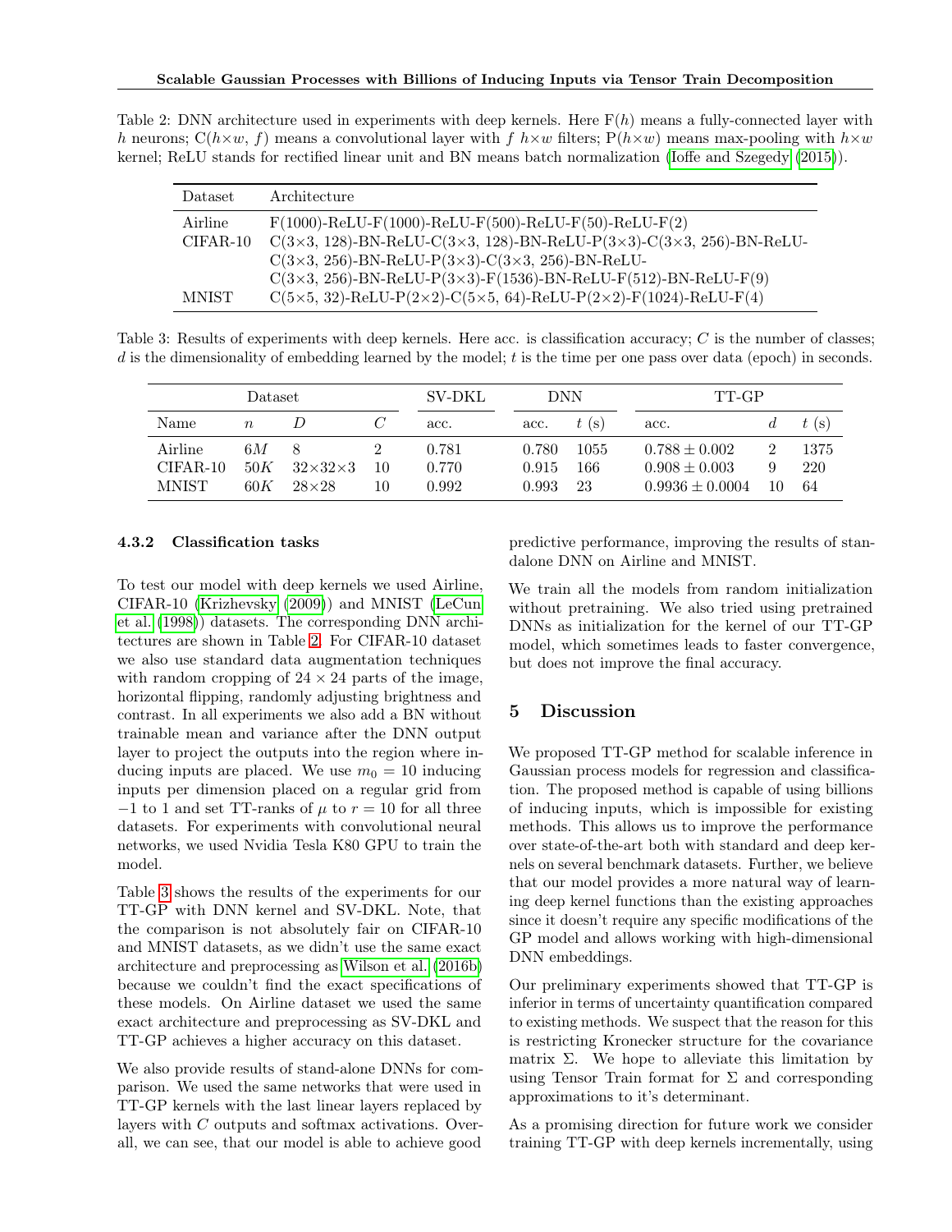Table 2: DNN architecture used in experiments with deep kernels. Here F($h$) means a fully-connected layer with $h$ neurons; C($h{\times}w$, $f$) means a convolutional layer with $f$ $h{\times}w$ filters; P($h{\times}w$) means max-pooling with $h{\times}w$ kernel; ReLU stands for rectified linear unit and BN means batch normalization (Ioffe and Szegedy (2015)).

| Dataset | Architecture |
|---|---|
| Airline | F(1000)-ReLU-F(1000)-ReLU-F(500)-ReLU-F(50)-ReLU-F(2) |
| CIFAR-10 | C(3×3, 128)-BN-ReLU-C(3×3, 128)-BN-ReLU-P(3×3)-C(3×3, 256)-BN-ReLU-C(3×3, 256)-BN-ReLU-P(3×3)-C(3×3, 256)-BN-ReLU-C(3×3, 256)-BN-ReLU-P(3×3)-F(1536)-BN-ReLU-F(512)-BN-ReLU-F(9) |
| MNIST | C(5×5, 32)-ReLU-P(2×2)-C(5×5, 64)-ReLU-P(2×2)-F(1024)-ReLU-F(4) |

Table 3: Results of experiments with deep kernels. Here acc. is classification accuracy; $C$ is the number of classes; $d$ is the dimensionality of embedding learned by the model; $t$ is the time per one pass over data (epoch) in seconds.

| Dataset | | | | SV-DKL | DNN | | TT-GP | | |
|---|---|---|---|---|---|---|---|---|---|
| Name | $n$ | $D$ | $C$ | acc. | acc. | $t$ (s) | acc. | $d$ | $t$ (s) |
| Airline | $6M$ | 8 | 2 | 0.781 | 0.780 | 1055 | $0.788 \pm 0.002$ | 2 | 1375 |
| CIFAR-10 | $50K$ | $32{\times}32{\times}3$ | 10 | 0.770 | 0.915 | 166 | $0.908 \pm 0.003$ | 9 | 220 |
| MNIST | $60K$ | $28{\times}28$ | 10 | 0.992 | 0.993 | 23 | $0.9936 \pm 0.0004$ | 10 | 64 |

### 4.3.2 Classification tasks

To test our model with deep kernels we used Airline, CIFAR-10 (Krizhevsky (2009)) and MNIST (LeCun et al. (1998)) datasets. The corresponding DNN architectures are shown in Table 2. For CIFAR-10 dataset we also use standard data augmentation techniques with random cropping of $24 \times 24$ parts of the image, horizontal flipping, randomly adjusting brightness and contrast. In all experiments we also add a BN without trainable mean and variance after the DNN output layer to project the outputs into the region where inducing inputs are placed. We use $m_0 = 10$ inducing inputs per dimension placed on a regular grid from $-1$ to 1 and set TT-ranks of $\mu$ to $r = 10$ for all three datasets. For experiments with convolutional neural networks, we used Nvidia Tesla K80 GPU to train the model.

Table 3 shows the results of the experiments for our TT-GP with DNN kernel and SV-DKL. Note, that the comparison is not absolutely fair on CIFAR-10 and MNIST datasets, as we didn't use the same exact architecture and preprocessing as Wilson et al. (2016b) because we couldn't find the exact specifications of these models. On Airline dataset we used the same exact architecture and preprocessing as SV-DKL and TT-GP achieves a higher accuracy on this dataset.

We also provide results of stand-alone DNNs for comparison. We used the same networks that were used in TT-GP kernels with the last linear layers replaced by layers with $C$ outputs and softmax activations. Overall, we can see, that our model is able to achieve good predictive performance, improving the results of standalone DNN on Airline and MNIST.

We train all the models from random initialization without pretraining. We also tried using pretrained DNNs as initialization for the kernel of our TT-GP model, which sometimes leads to faster convergence, but does not improve the final accuracy.

## 5 Discussion

We proposed TT-GP method for scalable inference in Gaussian process models for regression and classification. The proposed method is capable of using billions of inducing inputs, which is impossible for existing methods. This allows us to improve the performance over state-of-the-art both with standard and deep kernels on several benchmark datasets. Further, we believe that our model provides a more natural way of learning deep kernel functions than the existing approaches since it doesn't require any specific modifications of the GP model and allows working with high-dimensional DNN embeddings.

Our preliminary experiments showed that TT-GP is inferior in terms of uncertainty quantification compared to existing methods. We suspect that the reason for this is restricting Kronecker structure for the covariance matrix $\Sigma$. We hope to alleviate this limitation by using Tensor Train format for $\Sigma$ and corresponding approximations to it's determinant.

As a promising direction for future work we consider training TT-GP with deep kernels incrementally, using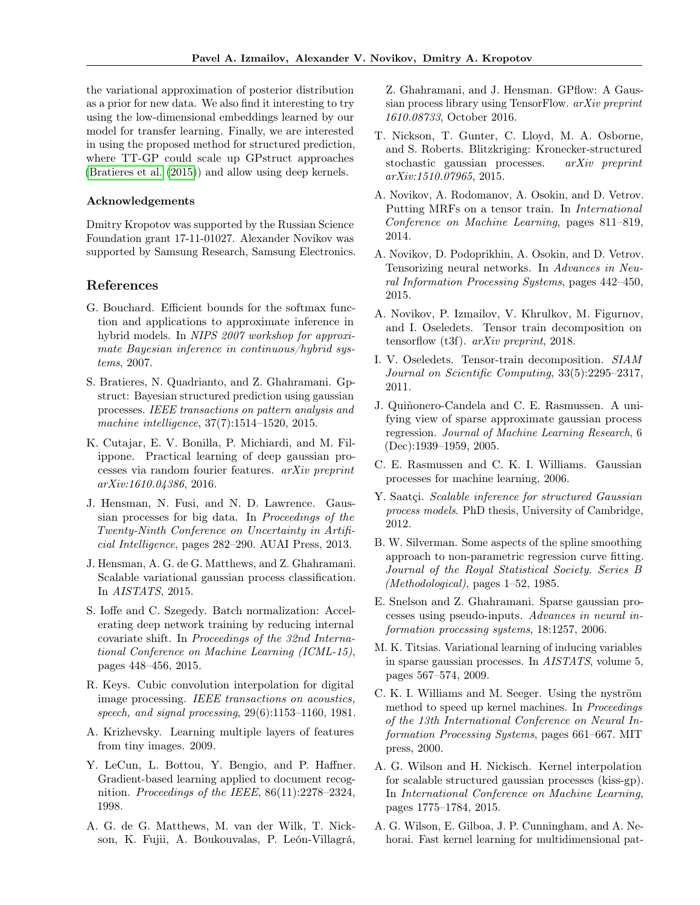the variational approximation of posterior distribution as a prior for new data. We also find it interesting to try using the low-dimensional embeddings learned by our model for transfer learning. Finally, we are interested in using the proposed method for structured prediction, where TT-GP could scale up GPstruct approaches (Bratieres et al. (2015)) and allow using deep kernels.

### Acknowledgements

Dmitry Kropotov was supported by the Russian Science Foundation grant 17-11-01027. Alexander Novikov was supported by Samsung Research, Samsung Electronics.

## References

G. Bouchard. Efficient bounds for the softmax function and applications to approximate inference in hybrid models. In *NIPS 2007 workshop for approximate Bayesian inference in continuous/hybrid systems*, 2007.

S. Bratieres, N. Quadrianto, and Z. Ghahramani. Gpstruct: Bayesian structured prediction using gaussian processes. *IEEE transactions on pattern analysis and machine intelligence*, 37(7):1514–1520, 2015.

K. Cutajar, E. V. Bonilla, P. Michiardi, and M. Filippone. Practical learning of deep gaussian processes via random fourier features. *arXiv preprint arXiv:1610.04386*, 2016.

J. Hensman, N. Fusi, and N. D. Lawrence. Gaussian processes for big data. In *Proceedings of the Twenty-Ninth Conference on Uncertainty in Artificial Intelligence*, pages 282–290. AUAI Press, 2013.

J. Hensman, A. G. de G. Matthews, and Z. Ghahramani. Scalable variational gaussian process classification. In *AISTATS*, 2015.

S. Ioffe and C. Szegedy. Batch normalization: Accelerating deep network training by reducing internal covariate shift. In *Proceedings of the 32nd International Conference on Machine Learning (ICML-15)*, pages 448–456, 2015.

R. Keys. Cubic convolution interpolation for digital image processing. *IEEE transactions on acoustics, speech, and signal processing*, 29(6):1153–1160, 1981.

A. Krizhevsky. Learning multiple layers of features from tiny images. 2009.

Y. LeCun, L. Bottou, Y. Bengio, and P. Haffner. Gradient-based learning applied to document recognition. *Proceedings of the IEEE*, 86(11):2278–2324, 1998.

A. G. de G. Matthews, M. van der Wilk, T. Nickson, K. Fujii, A. Boukouvalas, P. León-Villagrá, Z. Ghahramani, and J. Hensman. GPflow: A Gaussian process library using TensorFlow. *arXiv preprint 1610.08733*, October 2016.

T. Nickson, T. Gunter, C. Lloyd, M. A. Osborne, and S. Roberts. Blitzkriging: Kronecker-structured stochastic gaussian processes. *arXiv preprint arXiv:1510.07965*, 2015.

A. Novikov, A. Rodomanov, A. Osokin, and D. Vetrov. Putting MRFs on a tensor train. In *International Conference on Machine Learning*, pages 811–819, 2014.

A. Novikov, D. Podoprikhin, A. Osokin, and D. Vetrov. Tensorizing neural networks. In *Advances in Neural Information Processing Systems*, pages 442–450, 2015.

A. Novikov, P. Izmailov, V. Khrulkov, M. Figurnov, and I. Oseledets. Tensor train decomposition on tensorflow (t3f). *arXiv preprint*, 2018.

I. V. Oseledets. Tensor-train decomposition. *SIAM Journal on Scientific Computing*, 33(5):2295–2317, 2011.

J. Quiñonero-Candela and C. E. Rasmussen. A unifying view of sparse approximate gaussian process regression. *Journal of Machine Learning Research*, 6 (Dec):1939–1959, 2005.

C. E. Rasmussen and C. K. I. Williams. Gaussian processes for machine learning, 2006.

Y. Saatçi. *Scalable inference for structured Gaussian process models*. PhD thesis, University of Cambridge, 2012.

B. W. Silverman. Some aspects of the spline smoothing approach to non-parametric regression curve fitting. *Journal of the Royal Statistical Society. Series B (Methodological)*, pages 1–52, 1985.

E. Snelson and Z. Ghahramani. Sparse gaussian processes using pseudo-inputs. *Advances in neural information processing systems*, 18:1257, 2006.

M. K. Titsias. Variational learning of inducing variables in sparse gaussian processes. In *AISTATS*, volume 5, pages 567–574, 2009.

C. K. I. Williams and M. Seeger. Using the nyström method to speed up kernel machines. In *Proceedings of the 13th International Conference on Neural Information Processing Systems*, pages 661–667. MIT press, 2000.

A. G. Wilson and H. Nickisch. Kernel interpolation for scalable structured gaussian processes (kiss-gp). In *International Conference on Machine Learning*, pages 1775–1784, 2015.

A. G. Wilson, E. Gilboa, J. P. Cunningham, and A. Nehorai. Fast kernel learning for multidimensional pat-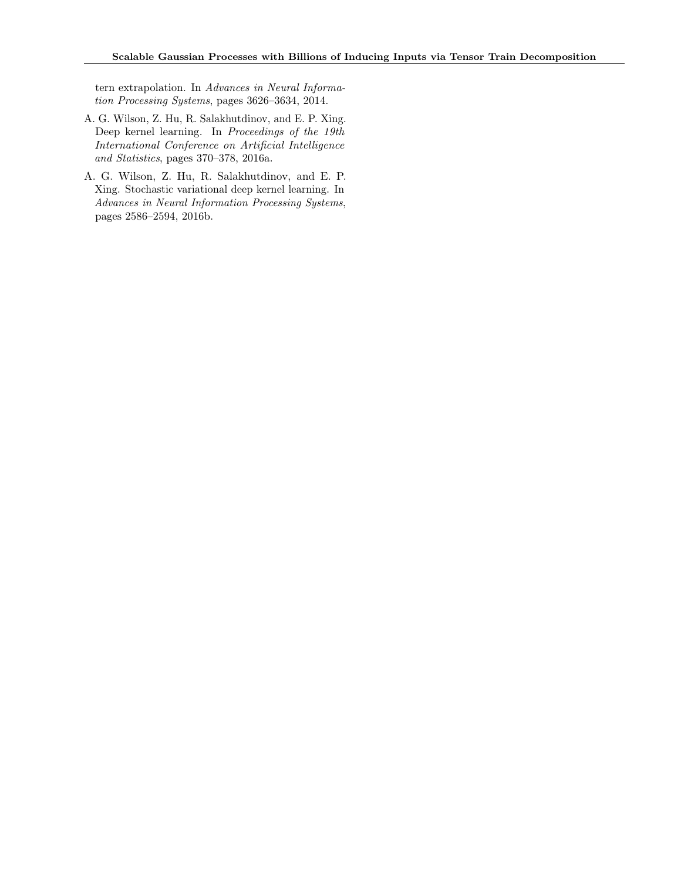tern extrapolation. In *Advances in Neural Information Processing Systems*, pages 3626–3634, 2014.

A. G. Wilson, Z. Hu, R. Salakhutdinov, and E. P. Xing. Deep kernel learning. In *Proceedings of the 19th International Conference on Artificial Intelligence and Statistics*, pages 370–378, 2016a.

A. G. Wilson, Z. Hu, R. Salakhutdinov, and E. P. Xing. Stochastic variational deep kernel learning. In *Advances in Neural Information Processing Systems*, pages 2586–2594, 2016b.